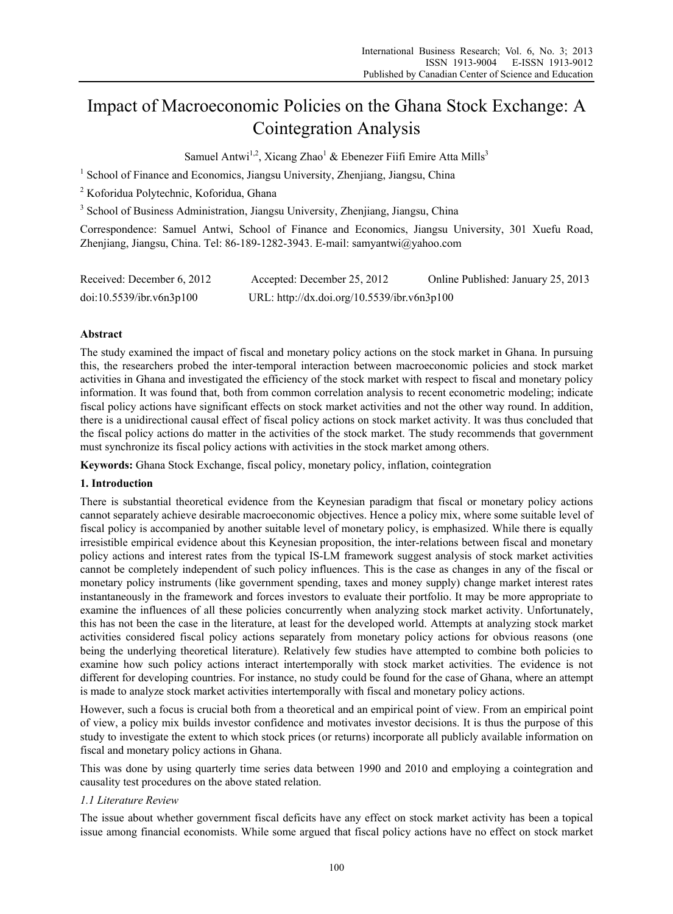# Impact of Macroeconomic Policies on the Ghana Stock Exchange: A Cointegration Analysis

Samuel Antwi[1,2], Xicang Zhao[1] & Ebenezer Fiifi Emire Atta Mills[3]

[1] School of Finance and Economics, Jiangsu University, Zhenjiang, Jiangsu, China

[2] Koforidua Polytechnic, Koforidua, Ghana

[3] School of Business Administration, Jiangsu University, Zhenjiang, Jiangsu, China

Correspondence: Samuel Antwi, School of Finance and Economics, Jiangsu University, 301 Xuefu Road, Zhenjiang, Jiangsu, China. Tel: 86-189-1282-3943. E-mail: samyantwi@yahoo.com

Received: December 6, 2012 Accepted: December 25, 2012 Online Published: January 25, 2013

doi:10.5539/ibr.v6n3p100 URL: http://dx.doi.org/10.5539/ibr.v6n3p100

**Abstract**

The study examined the impact of fiscal and monetary policy actions on the stock market in Ghana. In pursuing this, the researchers probed the inter-temporal interaction between macroeconomic policies and stock market activities in Ghana and investigated the efficiency of the stock market with respect to fiscal and monetary policy information. It was found that, both from common correlation analysis to recent econometric modeling; indicate fiscal policy actions have significant effects on stock market activities and not the other way round. In addition, there is a unidirectional causal effect of fiscal policy actions on stock market activity. It was thus concluded that the fiscal policy actions do matter in the activities of the stock market. The study recommends that government must synchronize its fiscal policy actions with activities in the stock market among others.

**Keywords:** Ghana Stock Exchange, fiscal policy, monetary policy, inflation, cointegration

## 1. Introduction

There is substantial theoretical evidence from the Keynesian paradigm that fiscal or monetary policy actions cannot separately achieve desirable macroeconomic objectives. Hence a policy mix, where some suitable level of fiscal policy is accompanied by another suitable level of monetary policy, is emphasized. While there is equally irresistible empirical evidence about this Keynesian proposition, the inter-relations between fiscal and monetary policy actions and interest rates from the typical IS-LM framework suggest analysis of stock market activities cannot be completely independent of such policy influences. This is the case as changes in any of the fiscal or monetary policy instruments (like government spending, taxes and money supply) change market interest rates instantaneously in the framework and forces investors to evaluate their portfolio. It may be more appropriate to examine the influences of all these policies concurrently when analyzing stock market activity. Unfortunately, this has not been the case in the literature, at least for the developed world. Attempts at analyzing stock market activities considered fiscal policy actions separately from monetary policy actions for obvious reasons (one being the underlying theoretical literature). Relatively few studies have attempted to combine both policies to examine how such policy actions interact intertemporally with stock market activities. The evidence is not different for developing countries. For instance, no study could be found for the case of Ghana, where an attempt is made to analyze stock market activities intertemporally with fiscal and monetary policy actions.

However, such a focus is crucial both from a theoretical and an empirical point of view. From an empirical point of view, a policy mix builds investor confidence and motivates investor decisions. It is thus the purpose of this study to investigate the extent to which stock prices (or returns) incorporate all publicly available information on fiscal and monetary policy actions in Ghana.

This was done by using quarterly time series data between 1990 and 2010 and employing a cointegration and causality test procedures on the above stated relation.

### *1.1 Literature Review*

The issue about whether government fiscal deficits have any effect on stock market activity has been a topical issue among financial economists. While some argued that fiscal policy actions have no effect on stock market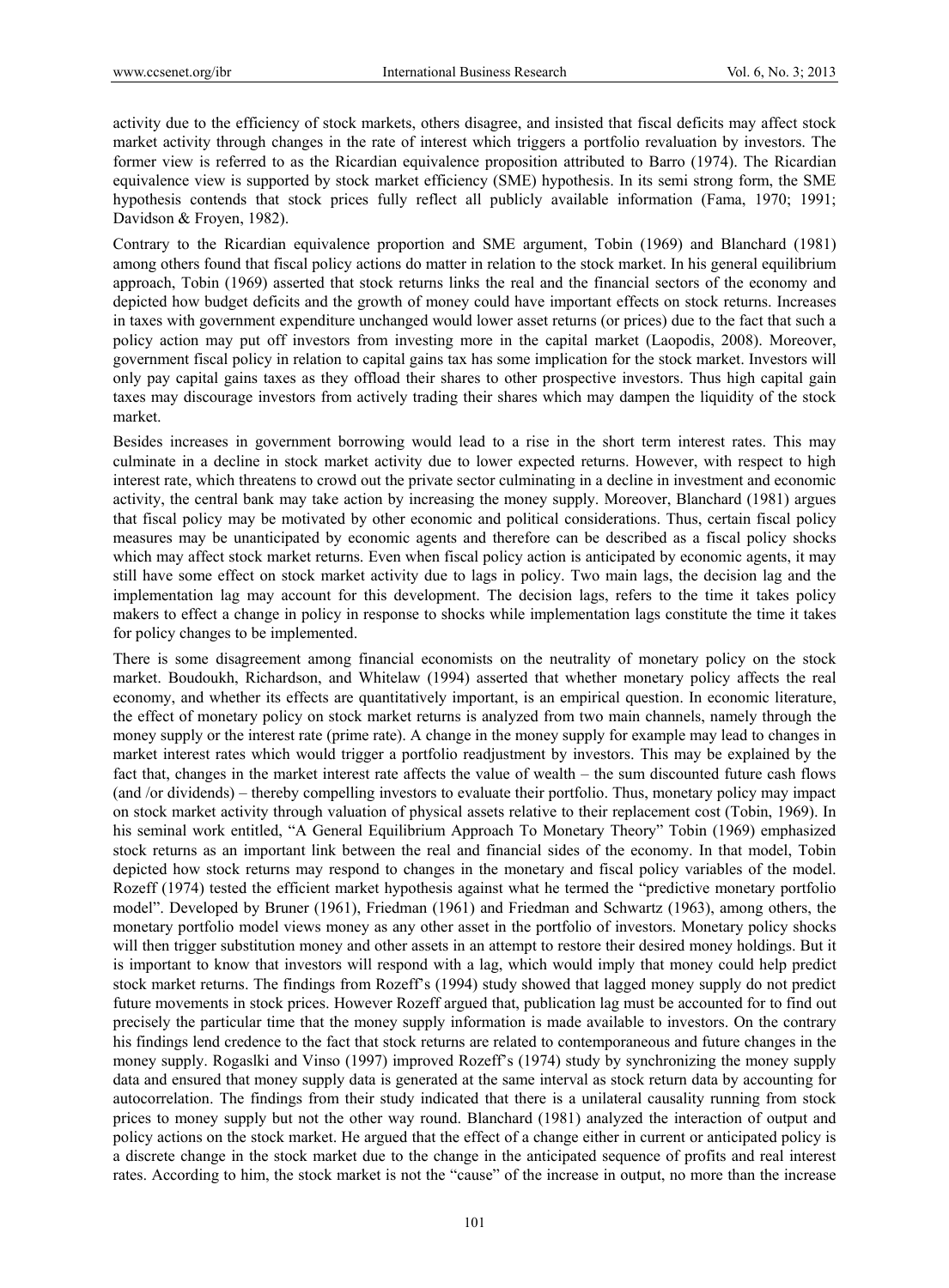activity due to the efficiency of stock markets, others disagree, and insisted that fiscal deficits may affect stock market activity through changes in the rate of interest which triggers a portfolio revaluation by investors. The former view is referred to as the Ricardian equivalence proposition attributed to Barro (1974). The Ricardian equivalence view is supported by stock market efficiency (SME) hypothesis. In its semi strong form, the SME hypothesis contends that stock prices fully reflect all publicly available information (Fama, 1970; 1991; Davidson & Froyen, 1982).

Contrary to the Ricardian equivalence proportion and SME argument, Tobin (1969) and Blanchard (1981) among others found that fiscal policy actions do matter in relation to the stock market. In his general equilibrium approach, Tobin (1969) asserted that stock returns links the real and the financial sectors of the economy and depicted how budget deficits and the growth of money could have important effects on stock returns. Increases in taxes with government expenditure unchanged would lower asset returns (or prices) due to the fact that such a policy action may put off investors from investing more in the capital market (Laopodis, 2008). Moreover, government fiscal policy in relation to capital gains tax has some implication for the stock market. Investors will only pay capital gains taxes as they offload their shares to other prospective investors. Thus high capital gain taxes may discourage investors from actively trading their shares which may dampen the liquidity of the stock market.

Besides increases in government borrowing would lead to a rise in the short term interest rates. This may culminate in a decline in stock market activity due to lower expected returns. However, with respect to high interest rate, which threatens to crowd out the private sector culminating in a decline in investment and economic activity, the central bank may take action by increasing the money supply. Moreover, Blanchard (1981) argues that fiscal policy may be motivated by other economic and political considerations. Thus, certain fiscal policy measures may be unanticipated by economic agents and therefore can be described as a fiscal policy shocks which may affect stock market returns. Even when fiscal policy action is anticipated by economic agents, it may still have some effect on stock market activity due to lags in policy. Two main lags, the decision lag and the implementation lag may account for this development. The decision lags, refers to the time it takes policy makers to effect a change in policy in response to shocks while implementation lags constitute the time it takes for policy changes to be implemented.

There is some disagreement among financial economists on the neutrality of monetary policy on the stock market. Boudoukh, Richardson, and Whitelaw (1994) asserted that whether monetary policy affects the real economy, and whether its effects are quantitatively important, is an empirical question. In economic literature, the effect of monetary policy on stock market returns is analyzed from two main channels, namely through the money supply or the interest rate (prime rate). A change in the money supply for example may lead to changes in market interest rates which would trigger a portfolio readjustment by investors. This may be explained by the fact that, changes in the market interest rate affects the value of wealth – the sum discounted future cash flows (and /or dividends) – thereby compelling investors to evaluate their portfolio. Thus, monetary policy may impact on stock market activity through valuation of physical assets relative to their replacement cost (Tobin, 1969). In his seminal work entitled, "A General Equilibrium Approach To Monetary Theory" Tobin (1969) emphasized stock returns as an important link between the real and financial sides of the economy. In that model, Tobin depicted how stock returns may respond to changes in the monetary and fiscal policy variables of the model. Rozeff (1974) tested the efficient market hypothesis against what he termed the "predictive monetary portfolio model". Developed by Bruner (1961), Friedman (1961) and Friedman and Schwartz (1963), among others, the monetary portfolio model views money as any other asset in the portfolio of investors. Monetary policy shocks will then trigger substitution money and other assets in an attempt to restore their desired money holdings. But it is important to know that investors will respond with a lag, which would imply that money could help predict stock market returns. The findings from Rozeff's (1994) study showed that lagged money supply do not predict future movements in stock prices. However Rozeff argued that, publication lag must be accounted for to find out precisely the particular time that the money supply information is made available to investors. On the contrary his findings lend credence to the fact that stock returns are related to contemporaneous and future changes in the money supply. Rogaslki and Vinso (1997) improved Rozeff's (1974) study by synchronizing the money supply data and ensured that money supply data is generated at the same interval as stock return data by accounting for autocorrelation. The findings from their study indicated that there is a unilateral causality running from stock prices to money supply but not the other way round. Blanchard (1981) analyzed the interaction of output and policy actions on the stock market. He argued that the effect of a change either in current or anticipated policy is a discrete change in the stock market due to the change in the anticipated sequence of profits and real interest rates. According to him, the stock market is not the "cause" of the increase in output, no more than the increase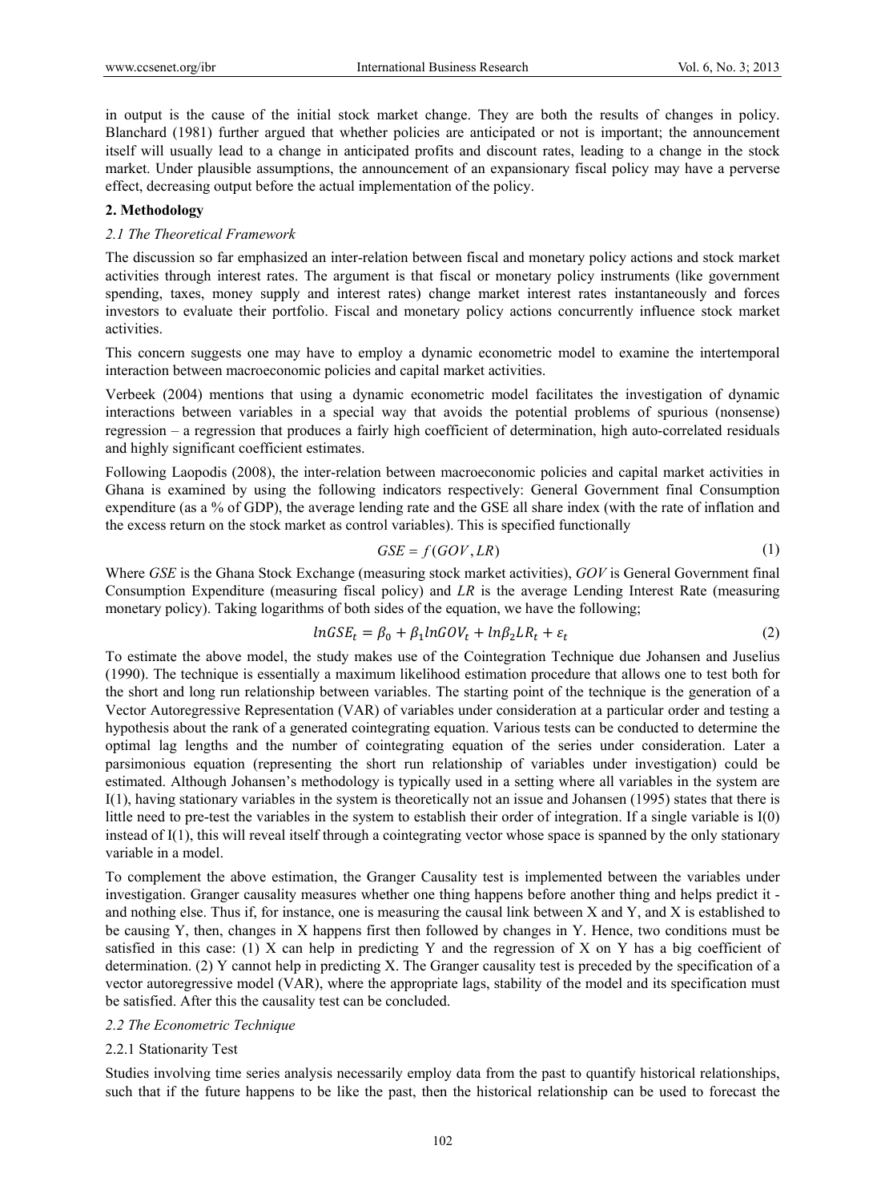in output is the cause of the initial stock market change. They are both the results of changes in policy. Blanchard (1981) further argued that whether policies are anticipated or not is important; the announcement itself will usually lead to a change in anticipated profits and discount rates, leading to a change in the stock market. Under plausible assumptions, the announcement of an expansionary fiscal policy may have a perverse effect, decreasing output before the actual implementation of the policy.

## 2. Methodology

### *2.1 The Theoretical Framework*

The discussion so far emphasized an inter-relation between fiscal and monetary policy actions and stock market activities through interest rates. The argument is that fiscal or monetary policy instruments (like government spending, taxes, money supply and interest rates) change market interest rates instantaneously and forces investors to evaluate their portfolio. Fiscal and monetary policy actions concurrently influence stock market activities.

This concern suggests one may have to employ a dynamic econometric model to examine the intertemporal interaction between macroeconomic policies and capital market activities.

Verbeek (2004) mentions that using a dynamic econometric model facilitates the investigation of dynamic interactions between variables in a special way that avoids the potential problems of spurious (nonsense) regression – a regression that produces a fairly high coefficient of determination, high auto-correlated residuals and highly significant coefficient estimates.

Following Laopodis (2008), the inter-relation between macroeconomic policies and capital market activities in Ghana is examined by using the following indicators respectively: General Government final Consumption expenditure (as a % of GDP), the average lending rate and the GSE all share index (with the rate of inflation and the excess return on the stock market as control variables). This is specified functionally

$$GSE = f(GOV, LR) \tag{1}$$

Where *GSE* is the Ghana Stock Exchange (measuring stock market activities), *GOV* is General Government final Consumption Expenditure (measuring fiscal policy) and *LR* is the average Lending Interest Rate (measuring monetary policy). Taking logarithms of both sides of the equation, we have the following;

$$lnGSE_t = \beta_0 + \beta_1 lnGOV_t + ln\beta_2 LR_t + \varepsilon_t \tag{2}$$

To estimate the above model, the study makes use of the Cointegration Technique due Johansen and Juselius (1990). The technique is essentially a maximum likelihood estimation procedure that allows one to test both for the short and long run relationship between variables. The starting point of the technique is the generation of a Vector Autoregressive Representation (VAR) of variables under consideration at a particular order and testing a hypothesis about the rank of a generated cointegrating equation. Various tests can be conducted to determine the optimal lag lengths and the number of cointegrating equation of the series under consideration. Later a parsimonious equation (representing the short run relationship of variables under investigation) could be estimated. Although Johansen's methodology is typically used in a setting where all variables in the system are I(1), having stationary variables in the system is theoretically not an issue and Johansen (1995) states that there is little need to pre-test the variables in the system to establish their order of integration. If a single variable is I(0) instead of I(1), this will reveal itself through a cointegrating vector whose space is spanned by the only stationary variable in a model.

To complement the above estimation, the Granger Causality test is implemented between the variables under investigation. Granger causality measures whether one thing happens before another thing and helps predict it - and nothing else. Thus if, for instance, one is measuring the causal link between X and Y, and X is established to be causing Y, then, changes in X happens first then followed by changes in Y. Hence, two conditions must be satisfied in this case: (1) X can help in predicting Y and the regression of X on Y has a big coefficient of determination. (2) Y cannot help in predicting X. The Granger causality test is preceded by the specification of a vector autoregressive model (VAR), where the appropriate lags, stability of the model and its specification must be satisfied. After this the causality test can be concluded.

### *2.2 The Econometric Technique*

#### 2.2.1 Stationarity Test

Studies involving time series analysis necessarily employ data from the past to quantify historical relationships, such that if the future happens to be like the past, then the historical relationship can be used to forecast the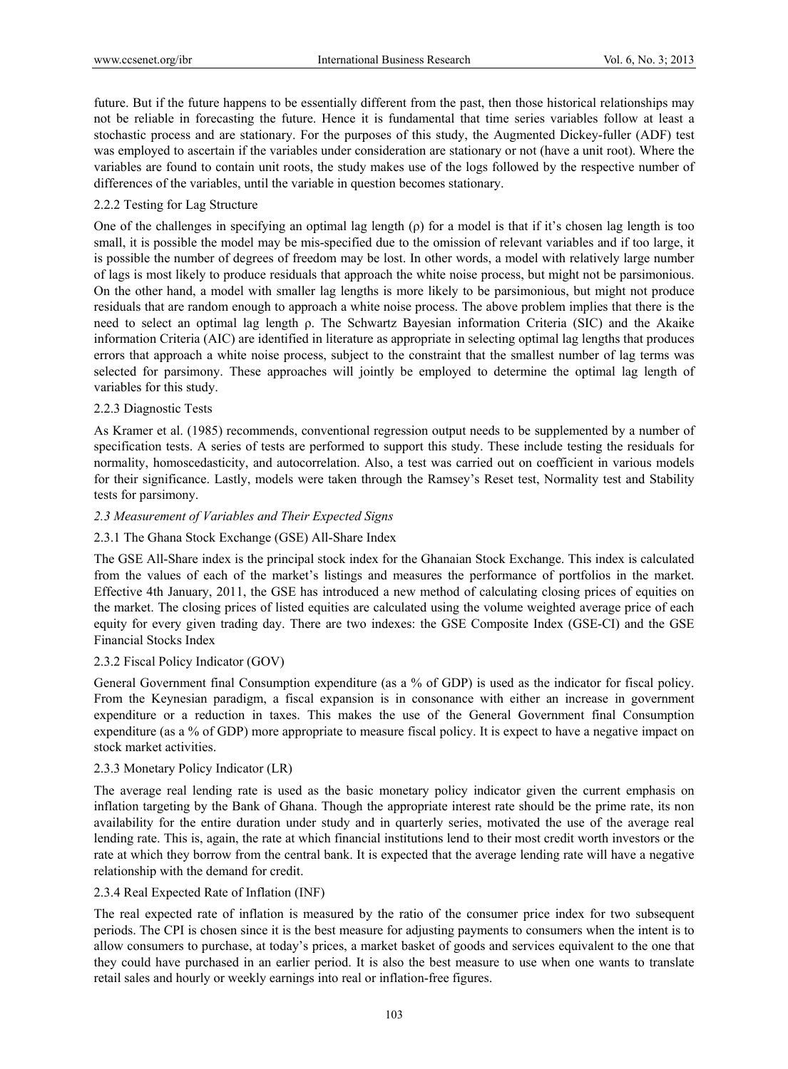future. But if the future happens to be essentially different from the past, then those historical relationships may not be reliable in forecasting the future. Hence it is fundamental that time series variables follow at least a stochastic process and are stationary. For the purposes of this study, the Augmented Dickey-fuller (ADF) test was employed to ascertain if the variables under consideration are stationary or not (have a unit root). Where the variables are found to contain unit roots, the study makes use of the logs followed by the respective number of differences of the variables, until the variable in question becomes stationary.

#### 2.2.2 Testing for Lag Structure

One of the challenges in specifying an optimal lag length (ρ) for a model is that if it's chosen lag length is too small, it is possible the model may be mis-specified due to the omission of relevant variables and if too large, it is possible the number of degrees of freedom may be lost. In other words, a model with relatively large number of lags is most likely to produce residuals that approach the white noise process, but might not be parsimonious. On the other hand, a model with smaller lag lengths is more likely to be parsimonious, but might not produce residuals that are random enough to approach a white noise process. The above problem implies that there is the need to select an optimal lag length ρ. The Schwartz Bayesian information Criteria (SIC) and the Akaike information Criteria (AIC) are identified in literature as appropriate in selecting optimal lag lengths that produces errors that approach a white noise process, subject to the constraint that the smallest number of lag terms was selected for parsimony. These approaches will jointly be employed to determine the optimal lag length of variables for this study.

#### 2.2.3 Diagnostic Tests

As Kramer et al. (1985) recommends, conventional regression output needs to be supplemented by a number of specification tests. A series of tests are performed to support this study. These include testing the residuals for normality, homoscedasticity, and autocorrelation. Also, a test was carried out on coefficient in various models for their significance. Lastly, models were taken through the Ramsey's Reset test, Normality test and Stability tests for parsimony.

### *2.3 Measurement of Variables and Their Expected Signs*

#### 2.3.1 The Ghana Stock Exchange (GSE) All-Share Index

The GSE All-Share index is the principal stock index for the Ghanaian Stock Exchange. This index is calculated from the values of each of the market's listings and measures the performance of portfolios in the market. Effective 4th January, 2011, the GSE has introduced a new method of calculating closing prices of equities on the market. The closing prices of listed equities are calculated using the volume weighted average price of each equity for every given trading day. There are two indexes: the GSE Composite Index (GSE-CI) and the GSE Financial Stocks Index

#### 2.3.2 Fiscal Policy Indicator (GOV)

General Government final Consumption expenditure (as a % of GDP) is used as the indicator for fiscal policy. From the Keynesian paradigm, a fiscal expansion is in consonance with either an increase in government expenditure or a reduction in taxes. This makes the use of the General Government final Consumption expenditure (as a % of GDP) more appropriate to measure fiscal policy. It is expect to have a negative impact on stock market activities.

#### 2.3.3 Monetary Policy Indicator (LR)

The average real lending rate is used as the basic monetary policy indicator given the current emphasis on inflation targeting by the Bank of Ghana. Though the appropriate interest rate should be the prime rate, its non availability for the entire duration under study and in quarterly series, motivated the use of the average real lending rate. This is, again, the rate at which financial institutions lend to their most credit worth investors or the rate at which they borrow from the central bank. It is expected that the average lending rate will have a negative relationship with the demand for credit.

#### 2.3.4 Real Expected Rate of Inflation (INF)

The real expected rate of inflation is measured by the ratio of the consumer price index for two subsequent periods. The CPI is chosen since it is the best measure for adjusting payments to consumers when the intent is to allow consumers to purchase, at today's prices, a market basket of goods and services equivalent to the one that they could have purchased in an earlier period. It is also the best measure to use when one wants to translate retail sales and hourly or weekly earnings into real or inflation-free figures.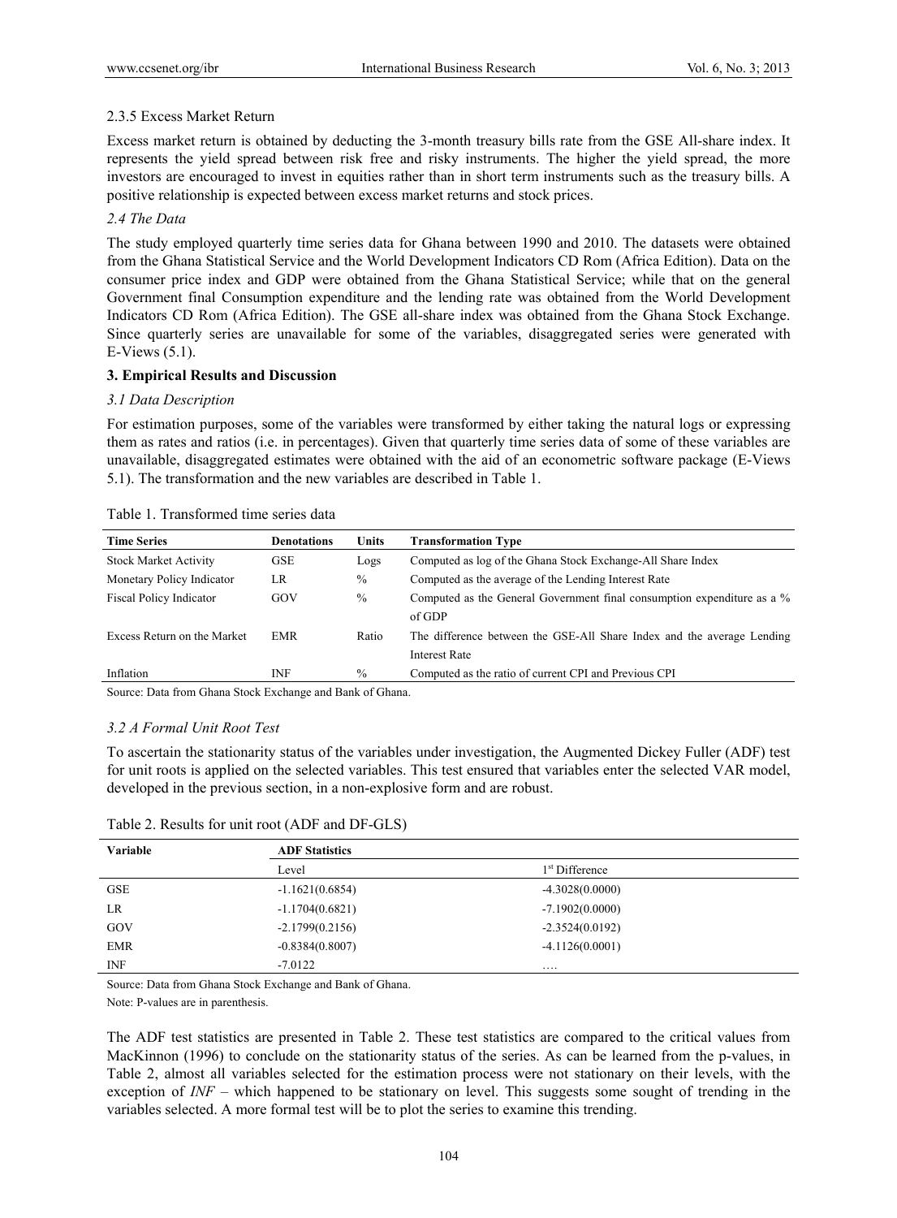### 2.3.5 Excess Market Return

Excess market return is obtained by deducting the 3-month treasury bills rate from the GSE All-share index. It represents the yield spread between risk free and risky instruments. The higher the yield spread, the more investors are encouraged to invest in equities rather than in short term instruments such as the treasury bills. A positive relationship is expected between excess market returns and stock prices.

### *2.4 The Data*

The study employed quarterly time series data for Ghana between 1990 and 2010. The datasets were obtained from the Ghana Statistical Service and the World Development Indicators CD Rom (Africa Edition). Data on the consumer price index and GDP were obtained from the Ghana Statistical Service; while that on the general Government final Consumption expenditure and the lending rate was obtained from the World Development Indicators CD Rom (Africa Edition). The GSE all-share index was obtained from the Ghana Stock Exchange. Since quarterly series are unavailable for some of the variables, disaggregated series were generated with E-Views (5.1).

## 3. Empirical Results and Discussion

### *3.1 Data Description*

For estimation purposes, some of the variables were transformed by either taking the natural logs or expressing them as rates and ratios (i.e. in percentages). Given that quarterly time series data of some of these variables are unavailable, disaggregated estimates were obtained with the aid of an econometric software package (E-Views 5.1). The transformation and the new variables are described in Table 1.

Table 1. Transformed time series data

| Time Series | Denotations | Units | Transformation Type |
|---|---|---|---|
| Stock Market Activity | GSE | Logs | Computed as log of the Ghana Stock Exchange-All Share Index |
| Monetary Policy Indicator | LR | % | Computed as the average of the Lending Interest Rate |
| Fiscal Policy Indicator | GOV | % | Computed as the General Government final consumption expenditure as a % of GDP |
| Excess Return on the Market | EMR | Ratio | The difference between the GSE-All Share Index and the average Lending Interest Rate |
| Inflation | INF | % | Computed as the ratio of current CPI and Previous CPI |

Source: Data from Ghana Stock Exchange and Bank of Ghana.

### *3.2 A Formal Unit Root Test*

To ascertain the stationarity status of the variables under investigation, the Augmented Dickey Fuller (ADF) test for unit roots is applied on the selected variables. This test ensured that variables enter the selected VAR model, developed in the previous section, in a non-explosive form and are robust.

Table 2. Results for unit root (ADF and DF-GLS)

| Variable | ADF Statistics | |
|---|---|---|
| | Level | 1st Difference |
| GSE | -1.1621(0.6854) | -4.3028(0.0000) |
| LR | -1.1704(0.6821) | -7.1902(0.0000) |
| GOV | -2.1799(0.2156) | -2.3524(0.0192) |
| EMR | -0.8384(0.8007) | -4.1126(0.0001) |
| INF | -7.0122 | …. |

Source: Data from Ghana Stock Exchange and Bank of Ghana.

Note: P-values are in parenthesis.

The ADF test statistics are presented in Table 2. These test statistics are compared to the critical values from MacKinnon (1996) to conclude on the stationarity status of the series. As can be learned from the p-values, in Table 2, almost all variables selected for the estimation process were not stationary on their levels, with the exception of *INF* – which happened to be stationary on level. This suggests some sought of trending in the variables selected. A more formal test will be to plot the series to examine this trending.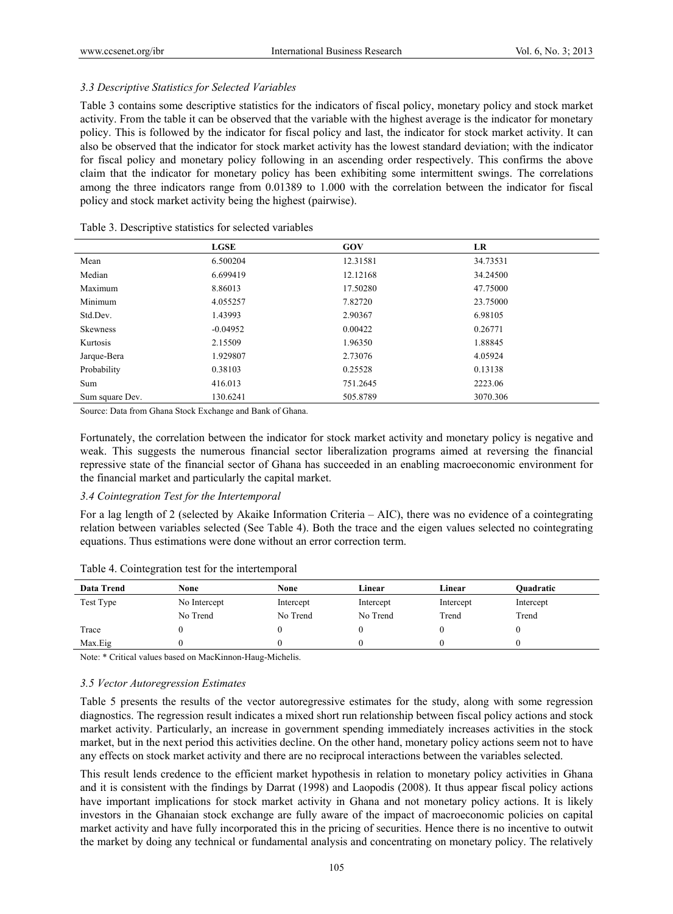### 3.3 Descriptive Statistics for Selected Variables

Table 3 contains some descriptive statistics for the indicators of fiscal policy, monetary policy and stock market activity. From the table it can be observed that the variable with the highest average is the indicator for monetary policy. This is followed by the indicator for fiscal policy and last, the indicator for stock market activity. It can also be observed that the indicator for stock market activity has the lowest standard deviation; with the indicator for fiscal policy and monetary policy following in an ascending order respectively. This confirms the above claim that the indicator for monetary policy has been exhibiting some intermittent swings. The correlations among the three indicators range from 0.01389 to 1.000 with the correlation between the indicator for fiscal policy and stock market activity being the highest (pairwise).

Table 3. Descriptive statistics for selected variables

| | LGSE | GOV | LR |
|---|---|---|---|
| Mean | 6.500204 | 12.31581 | 34.73531 |
| Median | 6.699419 | 12.12168 | 34.24500 |
| Maximum | 8.86013 | 17.50280 | 47.75000 |
| Minimum | 4.055257 | 7.82720 | 23.75000 |
| Std.Dev. | 1.43993 | 2.90367 | 6.98105 |
| Skewness | -0.04952 | 0.00422 | 0.26771 |
| Kurtosis | 2.15509 | 1.96350 | 1.88845 |
| Jarque-Bera | 1.929807 | 2.73076 | 4.05924 |
| Probability | 0.38103 | 0.25528 | 0.13138 |
| Sum | 416.013 | 751.2645 | 2223.06 |
| Sum square Dev. | 130.6241 | 505.8789 | 3070.306 |

Source: Data from Ghana Stock Exchange and Bank of Ghana.

Fortunately, the correlation between the indicator for stock market activity and monetary policy is negative and weak. This suggests the numerous financial sector liberalization programs aimed at reversing the financial repressive state of the financial sector of Ghana has succeeded in an enabling macroeconomic environment for the financial market and particularly the capital market.

### 3.4 Cointegration Test for the Intertemporal

For a lag length of 2 (selected by Akaike Information Criteria – AIC), there was no evidence of a cointegrating relation between variables selected (See Table 4). Both the trace and the eigen values selected no cointegrating equations. Thus estimations were done without an error correction term.

Table 4. Cointegration test for the intertemporal

| Data Trend | None | None | Linear | Linear | Quadratic |
|---|---|---|---|---|---|
| Test Type | No Intercept No Trend | Intercept No Trend | Intercept No Trend | Intercept Trend | Intercept Trend |
| Trace | 0 | 0 | 0 | 0 | 0 |
| Max.Eig | 0 | 0 | 0 | 0 | 0 |

Note: * Critical values based on MacKinnon-Haug-Michelis.

### 3.5 Vector Autoregression Estimates

Table 5 presents the results of the vector autoregressive estimates for the study, along with some regression diagnostics. The regression result indicates a mixed short run relationship between fiscal policy actions and stock market activity. Particularly, an increase in government spending immediately increases activities in the stock market, but in the next period this activities decline. On the other hand, monetary policy actions seem not to have any effects on stock market activity and there are no reciprocal interactions between the variables selected.

This result lends credence to the efficient market hypothesis in relation to monetary policy activities in Ghana and it is consistent with the findings by Darrat (1998) and Laopodis (2008). It thus appear fiscal policy actions have important implications for stock market activity in Ghana and not monetary policy actions. It is likely investors in the Ghanaian stock exchange are fully aware of the impact of macroeconomic policies on capital market activity and have fully incorporated this in the pricing of securities. Hence there is no incentive to outwit the market by doing any technical or fundamental analysis and concentrating on monetary policy. The relatively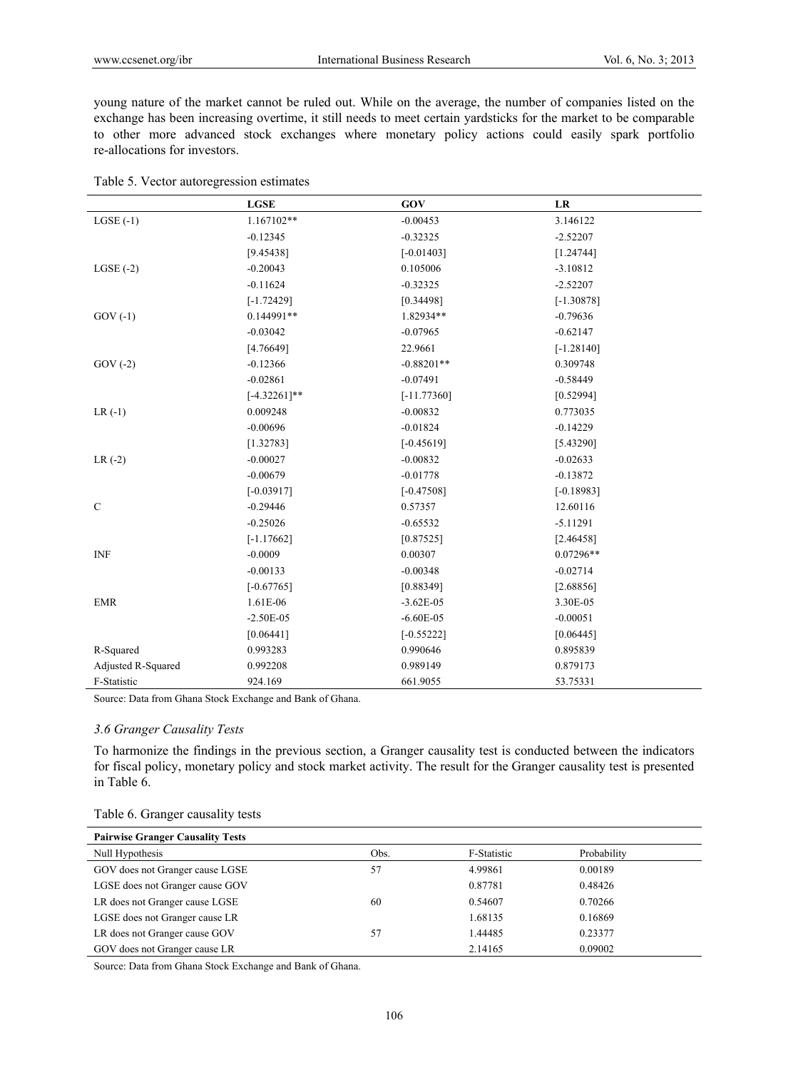young nature of the market cannot be ruled out. While on the average, the number of companies listed on the exchange has been increasing overtime, it still needs to meet certain yardsticks for the market to be comparable to other more advanced stock exchanges where monetary policy actions could easily spark portfolio re-allocations for investors.

Table 5. Vector autoregression estimates

| | LGSE | GOV | LR |
|---|---|---|---|
| LGSE (-1) | 1.167102** | -0.00453 | 3.146122 |
| | -0.12345 | -0.32325 | -2.52207 |
| | [9.45438] | [-0.01403] | [1.24744] |
| LGSE (-2) | -0.20043 | 0.105006 | -3.10812 |
| | -0.11624 | -0.32325 | -2.52207 |
| | [-1.72429] | [0.34498] | [-1.30878] |
| GOV (-1) | 0.144991** | 1.82934** | -0.79636 |
| | -0.03042 | -0.07965 | -0.62147 |
| | [4.76649] | 22.9661 | [-1.28140] |
| GOV (-2) | -0.12366 | -0.88201** | 0.309748 |
| | -0.02861 | -0.07491 | -0.58449 |
| | [-4.32261]** | [-11.77360] | [0.52994] |
| LR (-1) | 0.009248 | -0.00832 | 0.773035 |
| | -0.00696 | -0.01824 | -0.14229 |
| | [1.32783] | [-0.45619] | [5.43290] |
| LR (-2) | -0.00027 | -0.00832 | -0.02633 |
| | -0.00679 | -0.01778 | -0.13872 |
| | [-0.03917] | [-0.47508] | [-0.18983] |
| C | -0.29446 | 0.57357 | 12.60116 |
| | -0.25026 | -0.65532 | -5.11291 |
| | [-1.17662] | [0.87525] | [2.46458] |
| INF | -0.0009 | 0.00307 | 0.07296** |
| | -0.00133 | -0.00348 | -0.02714 |
| | [-0.67765] | [0.88349] | [2.68856] |
| EMR | 1.61E-06 | -3.62E-05 | 3.30E-05 |
| | -2.50E-05 | -6.60E-05 | -0.00051 |
| | [0.06441] | [-0.55222] | [0.06445] |
| R-Squared | 0.993283 | 0.990646 | 0.895839 |
| Adjusted R-Squared | 0.992208 | 0.989149 | 0.879173 |
| F-Statistic | 924.169 | 661.9055 | 53.75331 |

Source: Data from Ghana Stock Exchange and Bank of Ghana.

### *3.6 Granger Causality Tests*

To harmonize the findings in the previous section, a Granger causality test is conducted between the indicators for fiscal policy, monetary policy and stock market activity. The result for the Granger causality test is presented in Table 6.

Table 6. Granger causality tests

| **Pairwise Granger Causality Tests** | | | |
|---|---|---|---|
| Null Hypothesis | Obs. | F-Statistic | Probability |
| GOV does not Granger cause LGSE | 57 | 4.99861 | 0.00189 |
| LGSE does not Granger cause GOV | | 0.87781 | 0.48426 |
| LR does not Granger cause LGSE | 60 | 0.54607 | 0.70266 |
| LGSE does not Granger cause LR | | 1.68135 | 0.16869 |
| LR does not Granger cause GOV | 57 | 1.44485 | 0.23377 |
| GOV does not Granger cause LR | | 2.14165 | 0.09002 |

Source: Data from Ghana Stock Exchange and Bank of Ghana.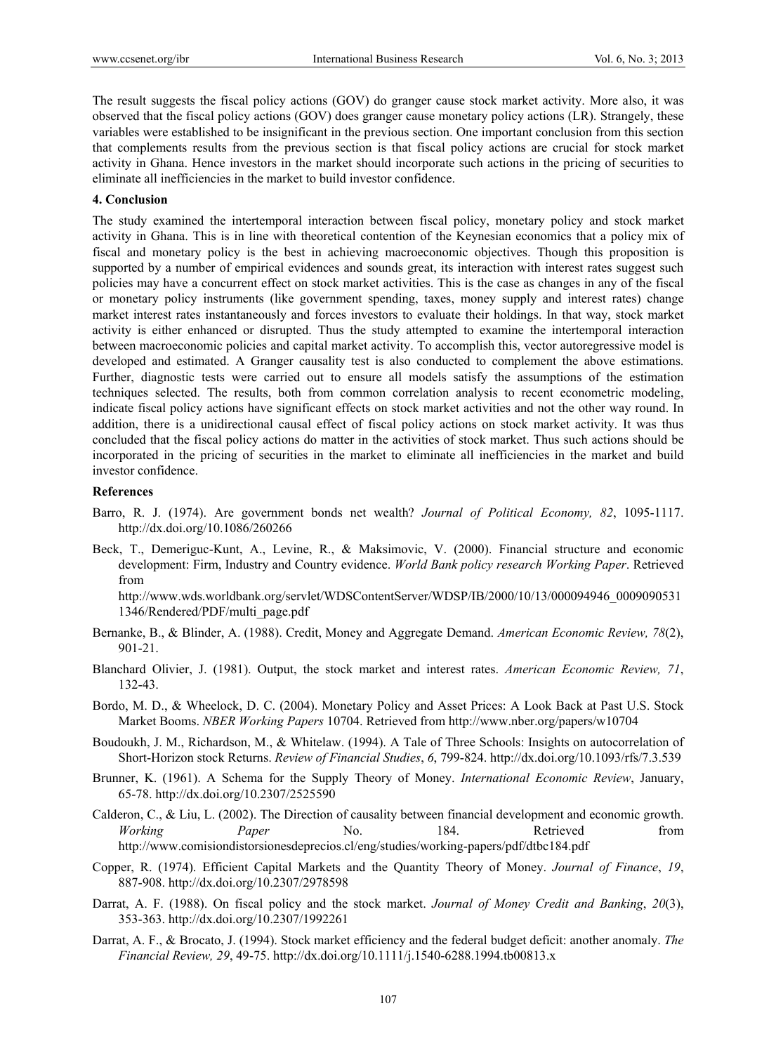The result suggests the fiscal policy actions (GOV) do granger cause stock market activity. More also, it was observed that the fiscal policy actions (GOV) does granger cause monetary policy actions (LR). Strangely, these variables were established to be insignificant in the previous section. One important conclusion from this section that complements results from the previous section is that fiscal policy actions are crucial for stock market activity in Ghana. Hence investors in the market should incorporate such actions in the pricing of securities to eliminate all inefficiencies in the market to build investor confidence.

## 4. Conclusion

The study examined the intertemporal interaction between fiscal policy, monetary policy and stock market activity in Ghana. This is in line with theoretical contention of the Keynesian economics that a policy mix of fiscal and monetary policy is the best in achieving macroeconomic objectives. Though this proposition is supported by a number of empirical evidences and sounds great, its interaction with interest rates suggest such policies may have a concurrent effect on stock market activities. This is the case as changes in any of the fiscal or monetary policy instruments (like government spending, taxes, money supply and interest rates) change market interest rates instantaneously and forces investors to evaluate their holdings. In that way, stock market activity is either enhanced or disrupted. Thus the study attempted to examine the intertemporal interaction between macroeconomic policies and capital market activity. To accomplish this, vector autoregressive model is developed and estimated. A Granger causality test is also conducted to complement the above estimations. Further, diagnostic tests were carried out to ensure all models satisfy the assumptions of the estimation techniques selected. The results, both from common correlation analysis to recent econometric modeling, indicate fiscal policy actions have significant effects on stock market activities and not the other way round. In addition, there is a unidirectional causal effect of fiscal policy actions on stock market activity. It was thus concluded that the fiscal policy actions do matter in the activities of stock market. Thus such actions should be incorporated in the pricing of securities in the market to eliminate all inefficiencies in the market and build investor confidence.

## References

Barro, R. J. (1974). Are government bonds net wealth? *Journal of Political Economy, 82*, 1095-1117. http://dx.doi.org/10.1086/260266

Beck, T., Demeriguc-Kunt, A., Levine, R., & Maksimovic, V. (2000). Financial structure and economic development: Firm, Industry and Country evidence. *World Bank policy research Working Paper*. Retrieved from http://www.wds.worldbank.org/servlet/WDSContentServer/WDSP/IB/2000/10/13/000094946_00090905311346/Rendered/PDF/multi_page.pdf

Bernanke, B., & Blinder, A. (1988). Credit, Money and Aggregate Demand. *American Economic Review, 78*(2), 901-21.

Blanchard Olivier, J. (1981). Output, the stock market and interest rates. *American Economic Review, 71*, 132-43.

Bordo, M. D., & Wheelock, D. C. (2004). Monetary Policy and Asset Prices: A Look Back at Past U.S. Stock Market Booms. *NBER Working Papers* 10704. Retrieved from http://www.nber.org/papers/w10704

Boudoukh, J. M., Richardson, M., & Whitelaw. (1994). A Tale of Three Schools: Insights on autocorrelation of Short-Horizon stock Returns. *Review of Financial Studies*, *6*, 799-824. http://dx.doi.org/10.1093/rfs/7.3.539

Brunner, K. (1961). A Schema for the Supply Theory of Money. *International Economic Review*, January, 65-78. http://dx.doi.org/10.2307/2525590

Calderon, C., & Liu, L. (2002). The Direction of causality between financial development and economic growth. *Working Paper* No. 184. Retrieved from http://www.comisiondistorsionesdeprecios.cl/eng/studies/working-papers/pdf/dtbc184.pdf

Copper, R. (1974). Efficient Capital Markets and the Quantity Theory of Money. *Journal of Finance*, *19*, 887-908. http://dx.doi.org/10.2307/2978598

Darrat, A. F. (1988). On fiscal policy and the stock market. *Journal of Money Credit and Banking*, *20*(3), 353-363. http://dx.doi.org/10.2307/1992261

Darrat, A. F., & Brocato, J. (1994). Stock market efficiency and the federal budget deficit: another anomaly. *The Financial Review, 29*, 49-75. http://dx.doi.org/10.1111/j.1540-6288.1994.tb00813.x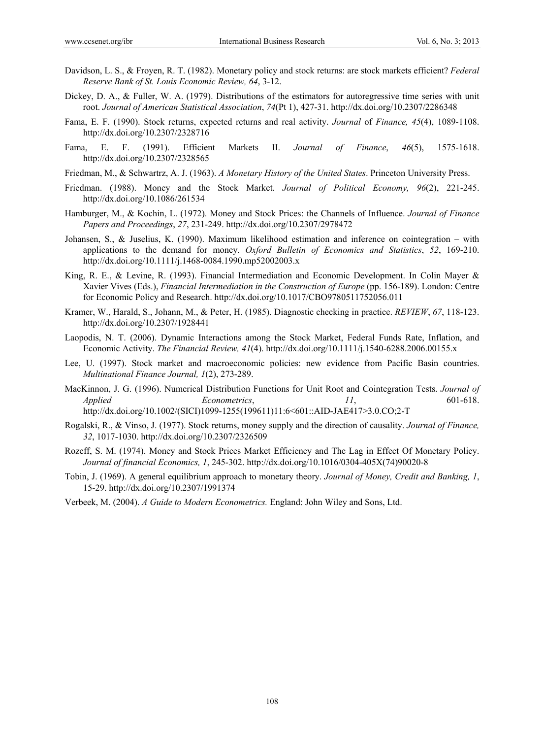Davidson, L. S., & Froyen, R. T. (1982). Monetary policy and stock returns: are stock markets efficient? *Federal Reserve Bank of St. Louis Economic Review, 64*, 3-12.

Dickey, D. A., & Fuller, W. A. (1979). Distributions of the estimators for autoregressive time series with unit root. *Journal of American Statistical Association*, *74*(Pt 1), 427-31. http://dx.doi.org/10.2307/2286348

Fama, E. F. (1990). Stock returns, expected returns and real activity. *Journal* of *Finance, 45*(4), 1089-1108. http://dx.doi.org/10.2307/2328716

Fama, E. F. (1991). Efficient Markets II. *Journal of Finance*, *46*(5), 1575-1618. http://dx.doi.org/10.2307/2328565

Friedman, M., & Schwartrz, A. J. (1963). *A Monetary History of the United States*. Princeton University Press.

Friedman. (1988). Money and the Stock Market. *Journal of Political Economy, 96*(2), 221-245. http://dx.doi.org/10.1086/261534

Hamburger, M., & Kochin, L. (1972). Money and Stock Prices: the Channels of Influence. *Journal of Finance Papers and Proceedings*, *27*, 231-249. http://dx.doi.org/10.2307/2978472

Johansen, S., & Juselius, K. (1990). Maximum likelihood estimation and inference on cointegration – with applications to the demand for money. *Oxford Bulletin of Economics and Statistics*, *52*, 169-210. http://dx.doi.org/10.1111/j.1468-0084.1990.mp52002003.x

King, R. E., & Levine, R. (1993). Financial Intermediation and Economic Development. In Colin Mayer & Xavier Vives (Eds.), *Financial Intermediation in the Construction of Europe* (pp. 156-189). London: Centre for Economic Policy and Research. http://dx.doi.org/10.1017/CBO9780511752056.011

Kramer, W., Harald, S., Johann, M., & Peter, H. (1985). Diagnostic checking in practice. *REVIEW*, *67*, 118-123. http://dx.doi.org/10.2307/1928441

Laopodis, N. T. (2006). Dynamic Interactions among the Stock Market, Federal Funds Rate, Inflation, and Economic Activity. *The Financial Review, 41*(4). http://dx.doi.org/10.1111/j.1540-6288.2006.00155.x

Lee, U. (1997). Stock market and macroeconomic policies: new evidence from Pacific Basin countries. *Multinational Finance Journal, 1*(2), 273-289.

MacKinnon, J. G. (1996). Numerical Distribution Functions for Unit Root and Cointegration Tests. *Journal of Applied Econometrics*, *11*, 601-618. http://dx.doi.org/10.1002/(SICI)1099-1255(199611)11:6<601::AID-JAE417>3.0.CO;2-T

Rogalski, R., & Vinso, J. (1977). Stock returns, money supply and the direction of causality. *Journal of Finance, 32*, 1017-1030. http://dx.doi.org/10.2307/2326509

Rozeff, S. M. (1974). Money and Stock Prices Market Efficiency and The Lag in Effect Of Monetary Policy. *Journal of financial Economics, 1*, 245-302. http://dx.doi.org/10.1016/0304-405X(74)90020-8

Tobin, J. (1969). A general equilibrium approach to monetary theory. *Journal of Money, Credit and Banking, 1*, 15-29. http://dx.doi.org/10.2307/1991374

Verbeek, M. (2004). *A Guide to Modern Econometrics.* England: John Wiley and Sons, Ltd.